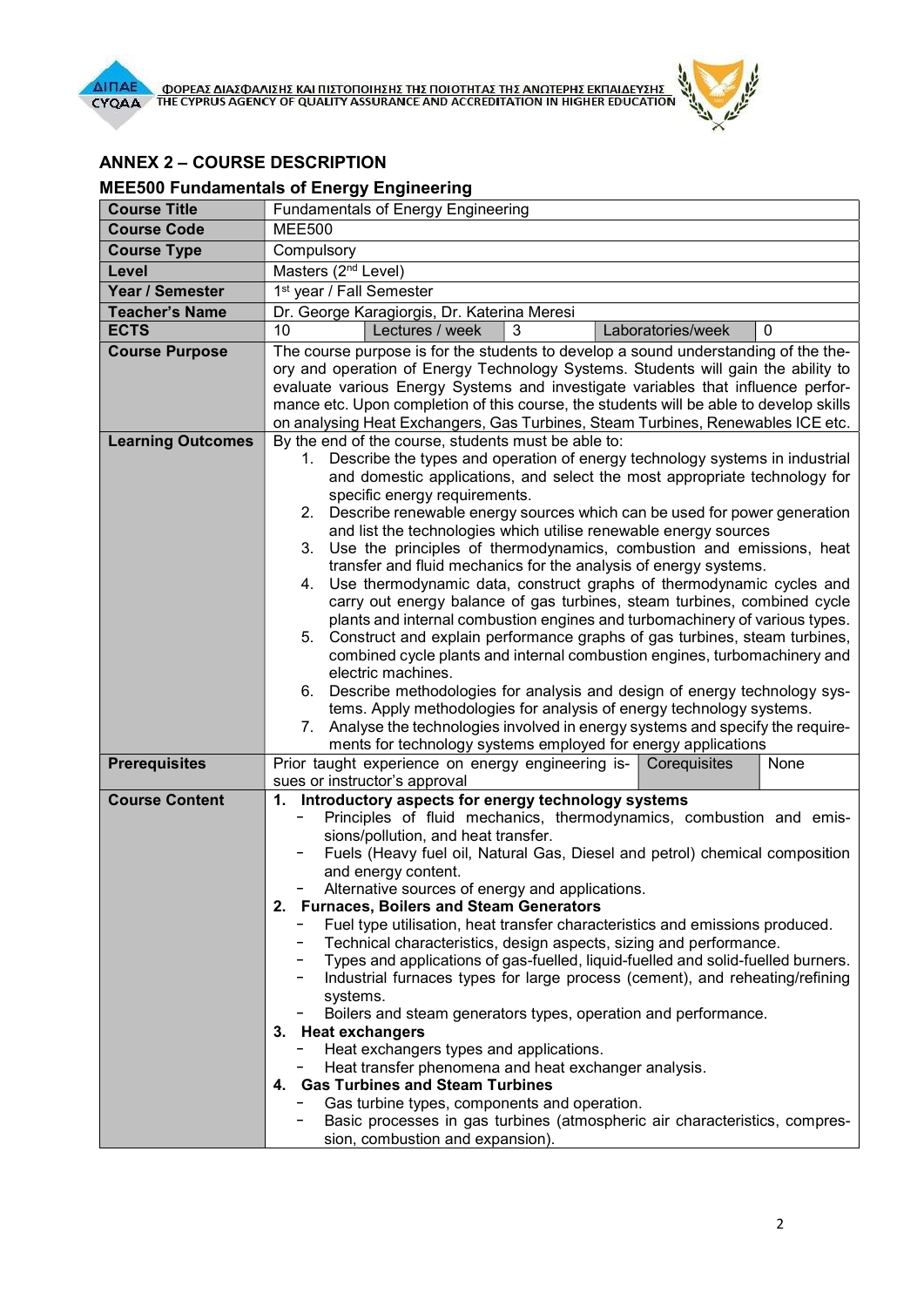## ANNEX 2 – COURSE DESCRIPTION

### MEE500 Fundamentals of Energy Engineering

| | | | | | |
|---|---|---|---|---|---|
| **Course Title** | Fundamentals of Energy Engineering | | | | |
| **Course Code** | MEE500 | | | | |
| **Course Type** | Compulsory | | | | |
| **Level** | Masters (2nd Level) | | | | |
| **Year / Semester** | 1st year / Fall Semester | | | | |
| **Teacher's Name** | Dr. George Karagiorgis, Dr. Katerina Meresi | | | | |
| **ECTS** | 10 | Lectures / week | 3 | Laboratories/week | 0 |
| **Course Purpose** | The course purpose is for the students to develop a sound understanding of the theory and operation of Energy Technology Systems. Students will gain the ability to evaluate various Energy Systems and investigate variables that influence performance etc. Upon completion of this course, the students will be able to develop skills on analysing Heat Exchangers, Gas Turbines, Steam Turbines, Renewables ICE etc. | | | | |
| **Learning Outcomes** | By the end of the course, students must be able to:<br>1. Describe the types and operation of energy technology systems in industrial and domestic applications, and select the most appropriate technology for specific energy requirements.<br>2. Describe renewable energy sources which can be used for power generation and list the technologies which utilise renewable energy sources<br>3. Use the principles of thermodynamics, combustion and emissions, heat transfer and fluid mechanics for the analysis of energy systems.<br>4. Use thermodynamic data, construct graphs of thermodynamic cycles and carry out energy balance of gas turbines, steam turbines, combined cycle plants and internal combustion engines and turbomachinery of various types.<br>5. Construct and explain performance graphs of gas turbines, steam turbines, combined cycle plants and internal combustion engines, turbomachinery and electric machines.<br>6. Describe methodologies for analysis and design of energy technology systems. Apply methodologies for analysis of energy technology systems.<br>7. Analyse the technologies involved in energy systems and specify the requirements for technology systems employed for energy applications | | | | |
| **Prerequisites** | Prior taught experience on energy engineering issues or instructor's approval | | Corequisites | None | |
| **Course Content** | **1. Introductory aspects for energy technology systems**<br>- Principles of fluid mechanics, thermodynamics, combustion and emissions/pollution, and heat transfer.<br>- Fuels (Heavy fuel oil, Natural Gas, Diesel and petrol) chemical composition and energy content.<br>- Alternative sources of energy and applications.<br>**2. Furnaces, Boilers and Steam Generators**<br>- Fuel type utilisation, heat transfer characteristics and emissions produced.<br>- Technical characteristics, design aspects, sizing and performance.<br>- Types and applications of gas-fuelled, liquid-fuelled and solid-fuelled burners.<br>- Industrial furnaces types for large process (cement), and reheating/refining systems.<br>- Boilers and steam generators types, operation and performance.<br>**3. Heat exchangers**<br>- Heat exchangers types and applications.<br>- Heat transfer phenomena and heat exchanger analysis.<br>**4. Gas Turbines and Steam Turbines**<br>- Gas turbine types, components and operation.<br>- Basic processes in gas turbines (atmospheric air characteristics, compression, combustion and expansion). | | | | |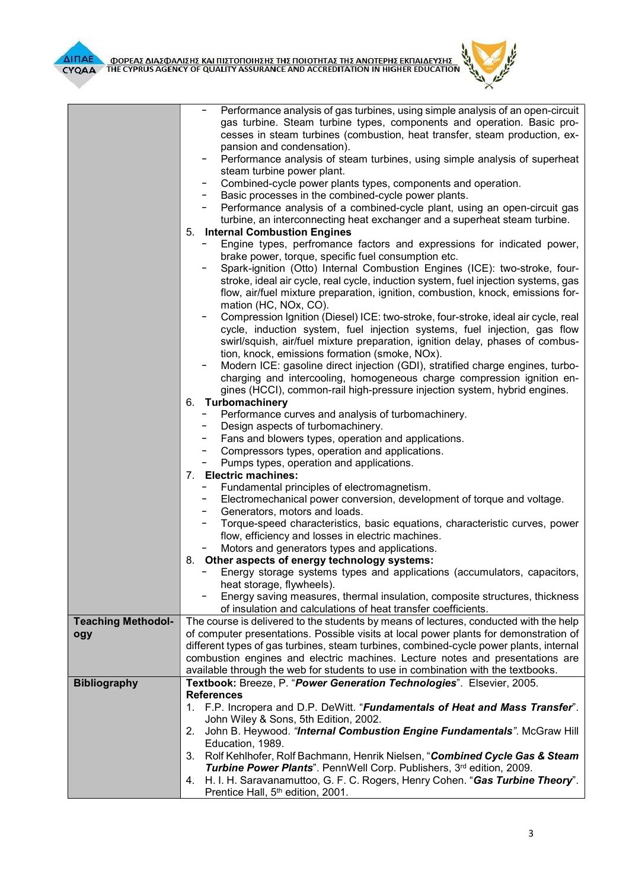| | |
|---|---|
| | - Performance analysis of gas turbines, using simple analysis of an open-circuit gas turbine. Steam turbine types, components and operation. Basic processes in steam turbines (combustion, heat transfer, steam production, expansion and condensation).<br>- Performance analysis of steam turbines, using simple analysis of superheat steam turbine power plant.<br>- Combined-cycle power plants types, components and operation.<br>- Basic processes in the combined-cycle power plants.<br>- Performance analysis of a combined-cycle plant, using an open-circuit gas turbine, an interconnecting heat exchanger and a superheat steam turbine.<br>5. **Internal Combustion Engines**<br>- Engine types, perfromance factors and expressions for indicated power, brake power, torque, specific fuel consumption etc.<br>- Spark-ignition (Otto) Internal Combustion Engines (ICE): two-stroke, four-stroke, ideal air cycle, real cycle, induction system, fuel injection systems, gas flow, air/fuel mixture preparation, ignition, combustion, knock, emissions formation (HC, NOx, CO).<br>- Compression Ignition (Diesel) ICE: two-stroke, four-stroke, ideal air cycle, real cycle, induction system, fuel injection systems, fuel injection, gas flow swirl/squish, air/fuel mixture preparation, ignition delay, phases of combustion, knock, emissions formation (smoke, NOx).<br>- Modern ICE: gasoline direct injection (GDI), stratified charge engines, turbocharging and intercooling, homogeneous charge compression ignition engines (HCCI), common-rail high-pressure injection system, hybrid engines.<br>6. **Turbomachinery**<br>- Performance curves and analysis of turbomachinery.<br>- Design aspects of turbomachinery.<br>- Fans and blowers types, operation and applications.<br>- Compressors types, operation and applications.<br>- Pumps types, operation and applications.<br>7. **Electric machines:**<br>- Fundamental principles of electromagnetism.<br>- Electromechanical power conversion, development of torque and voltage.<br>- Generators, motors and loads.<br>- Torque-speed characteristics, basic equations, characteristic curves, power flow, efficiency and losses in electric machines.<br>- Motors and generators types and applications.<br>8. **Other aspects of energy technology systems:**<br>- Energy storage systems types and applications (accumulators, capacitors, heat storage, flywheels).<br>- Energy saving measures, thermal insulation, composite structures, thickness of insulation and calculations of heat transfer coefficients. |
| **Teaching Methodology** | The course is delivered to the students by means of lectures, conducted with the help of computer presentations. Possible visits at local power plants for demonstration of different types of gas turbines, steam turbines, combined-cycle power plants, internal combustion engines and electric machines. Lecture notes and presentations are available through the web for students to use in combination with the textbooks. |
| **Bibliography** | **Textbook:** Breeze, P. "***Power Generation Technologies***". Elsevier, 2005.<br>**References**<br>1. F.P. Incropera and D.P. DeWitt. "***Fundamentals of Heat and Mass Transfer***". John Wiley & Sons, 5th Edition, 2002.<br>2. John B. Heywood. *"**Internal Combustion Engine Fundamentals**"*. McGraw Hill Education, 1989.<br>3. Rolf Kehlhofer, Rolf Bachmann, Henrik Nielsen, "***Combined Cycle Gas & Steam Turbine Power Plants***". PennWell Corp. Publishers, 3rd edition, 2009.<br>4. H. I. H. Saravanamuttoo, G. F. C. Rogers, Henry Cohen. "***Gas Turbine Theory***". Prentice Hall, 5th edition, 2001. |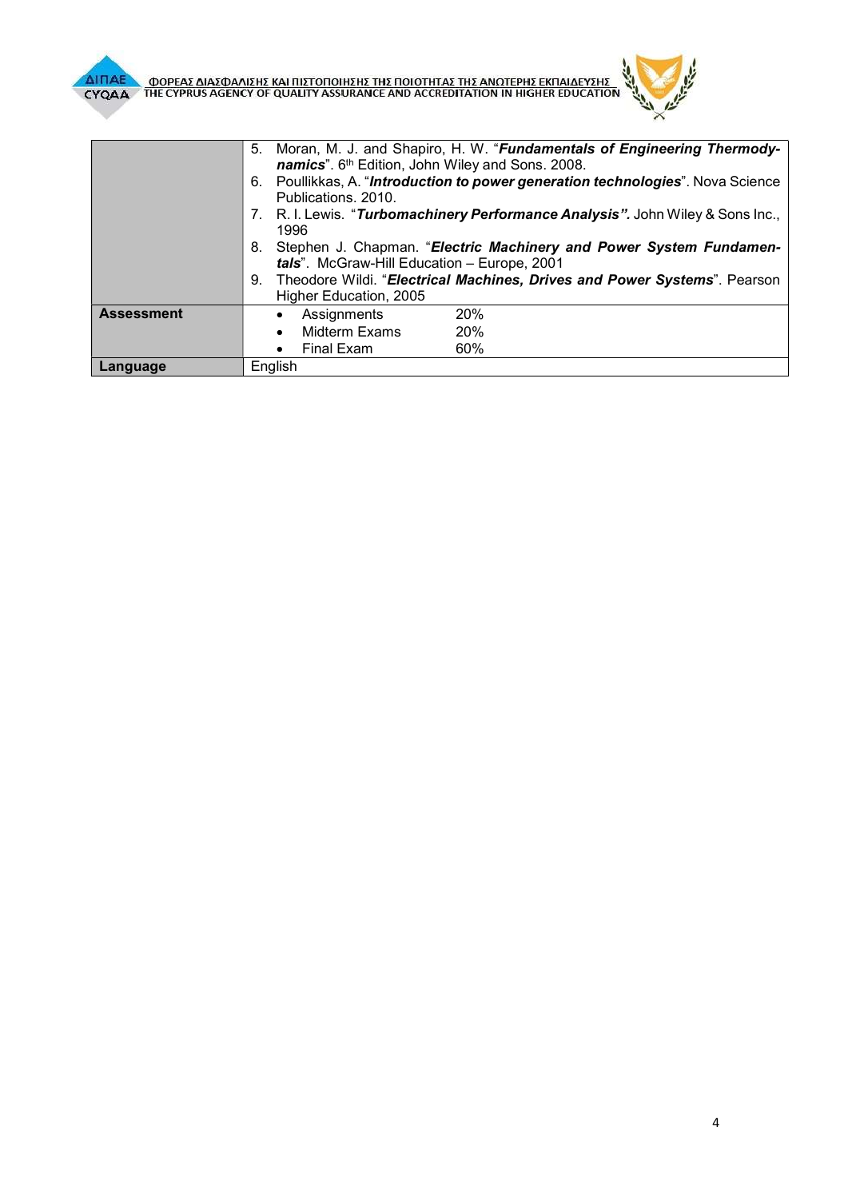| | |
|---|---|
| | 5. Moran, M. J. and Shapiro, H. W. "***Fundamentals of Engineering Thermodynamics***". 6th Edition, John Wiley and Sons. 2008.<br>6. Poullikkas, A. "***Introduction to power generation technologies***". Nova Science Publications. 2010.<br>7. R. I. Lewis. "***Turbomachinery Performance Analysis".*** John Wiley & Sons Inc., 1996<br>8. Stephen J. Chapman. "***Electric Machinery and Power System Fundamentals***". McGraw-Hill Education – Europe, 2001<br>9. Theodore Wildi. "***Electrical Machines, Drives and Power Systems***". Pearson Higher Education, 2005 |
| **Assessment** | • Assignments 20%<br>• Midterm Exams 20%<br>• Final Exam 60% |
| **Language** | English |